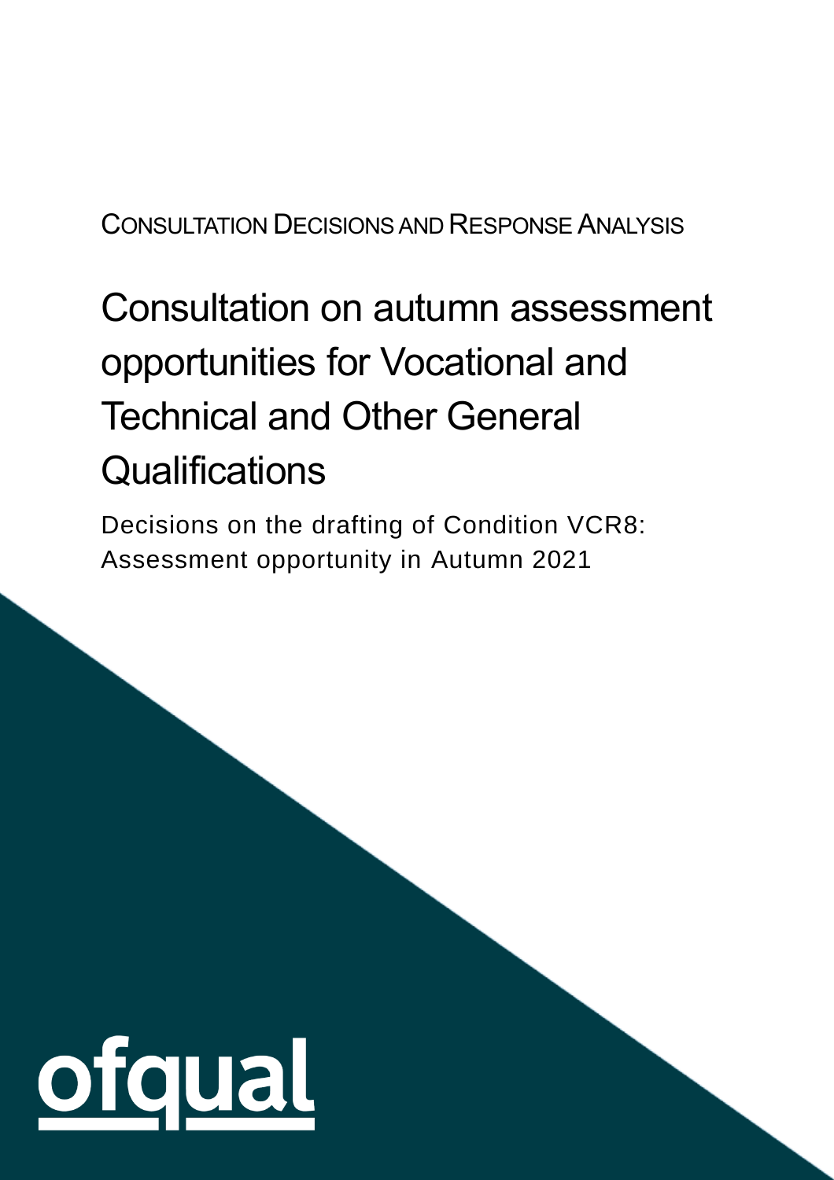CONSULTATION DECISIONS AND RESPONSE ANALYSIS

# Consultation on autumn assessment opportunities for Vocational and Technical and Other General Qualifications

Decisions on the drafting of Condition VCR8: Assessment opportunity in Autumn 2021

ofqual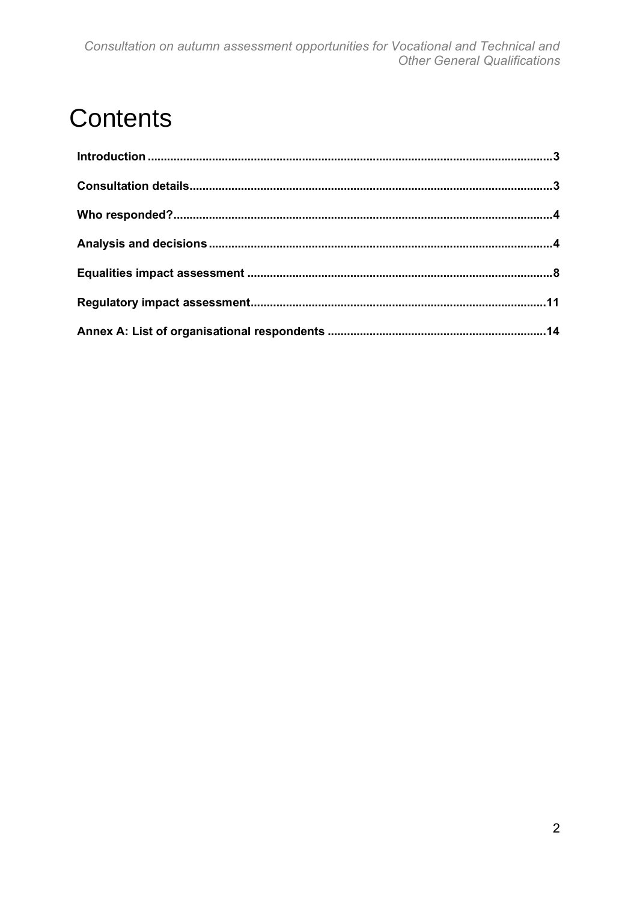# Contents

**Introduction** 3

**Consultation details** 3

**Who responded?** 4

**Analysis and decisions** 4

**Equalities impact assessment** 8

**Regulatory impact assessment** 11

**Annex A: List of organisational respondents** 14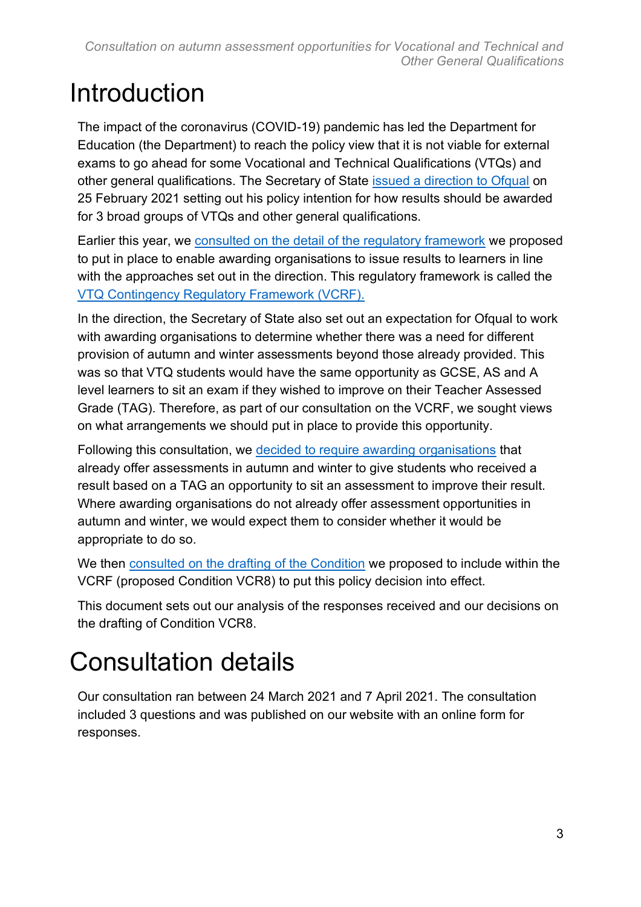# Introduction

The impact of the coronavirus (COVID-19) pandemic has led the Department for Education (the Department) to reach the policy view that it is not viable for external exams to go ahead for some Vocational and Technical Qualifications (VTQs) and other general qualifications. The Secretary of State issued a direction to Ofqual on 25 February 2021 setting out his policy intention for how results should be awarded for 3 broad groups of VTQs and other general qualifications.

Earlier this year, we consulted on the detail of the regulatory framework we proposed to put in place to enable awarding organisations to issue results to learners in line with the approaches set out in the direction. This regulatory framework is called the VTQ Contingency Regulatory Framework (VCRF).

In the direction, the Secretary of State also set out an expectation for Ofqual to work with awarding organisations to determine whether there was a need for different provision of autumn and winter assessments beyond those already provided. This was so that VTQ students would have the same opportunity as GCSE, AS and A level learners to sit an exam if they wished to improve on their Teacher Assessed Grade (TAG). Therefore, as part of our consultation on the VCRF, we sought views on what arrangements we should put in place to provide this opportunity.

Following this consultation, we decided to require awarding organisations that already offer assessments in autumn and winter to give students who received a result based on a TAG an opportunity to sit an assessment to improve their result. Where awarding organisations do not already offer assessment opportunities in autumn and winter, we would expect them to consider whether it would be appropriate to do so.

We then consulted on the drafting of the Condition we proposed to include within the VCRF (proposed Condition VCR8) to put this policy decision into effect.

This document sets out our analysis of the responses received and our decisions on the drafting of Condition VCR8.

# Consultation details

Our consultation ran between 24 March 2021 and 7 April 2021. The consultation included 3 questions and was published on our website with an online form for responses.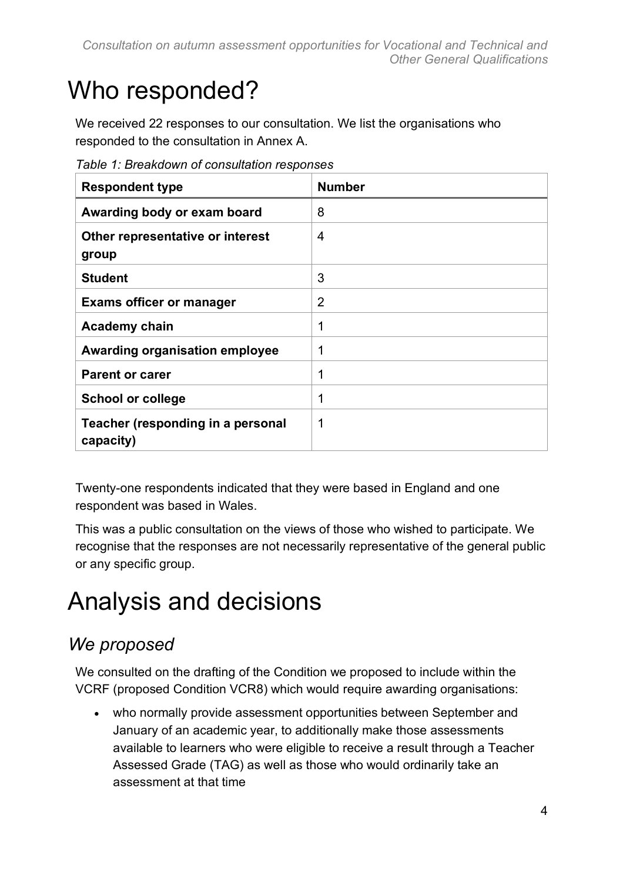# Who responded?

We received 22 responses to our consultation. We list the organisations who responded to the consultation in Annex A.

*Table 1: Breakdown of consultation responses*

| Respondent type | Number |
|---|---|
| **Awarding body or exam board** | 8 |
| **Other representative or interest group** | 4 |
| **Student** | 3 |
| **Exams officer or manager** | 2 |
| **Academy chain** | 1 |
| **Awarding organisation employee** | 1 |
| **Parent or carer** | 1 |
| **School or college** | 1 |
| **Teacher (responding in a personal capacity)** | 1 |

Twenty-one respondents indicated that they were based in England and one respondent was based in Wales.

This was a public consultation on the views of those who wished to participate. We recognise that the responses are not necessarily representative of the general public or any specific group.

# Analysis and decisions

## *We proposed*

We consulted on the drafting of the Condition we proposed to include within the VCRF (proposed Condition VCR8) which would require awarding organisations:

- who normally provide assessment opportunities between September and January of an academic year, to additionally make those assessments available to learners who were eligible to receive a result through a Teacher Assessed Grade (TAG) as well as those who would ordinarily take an assessment at that time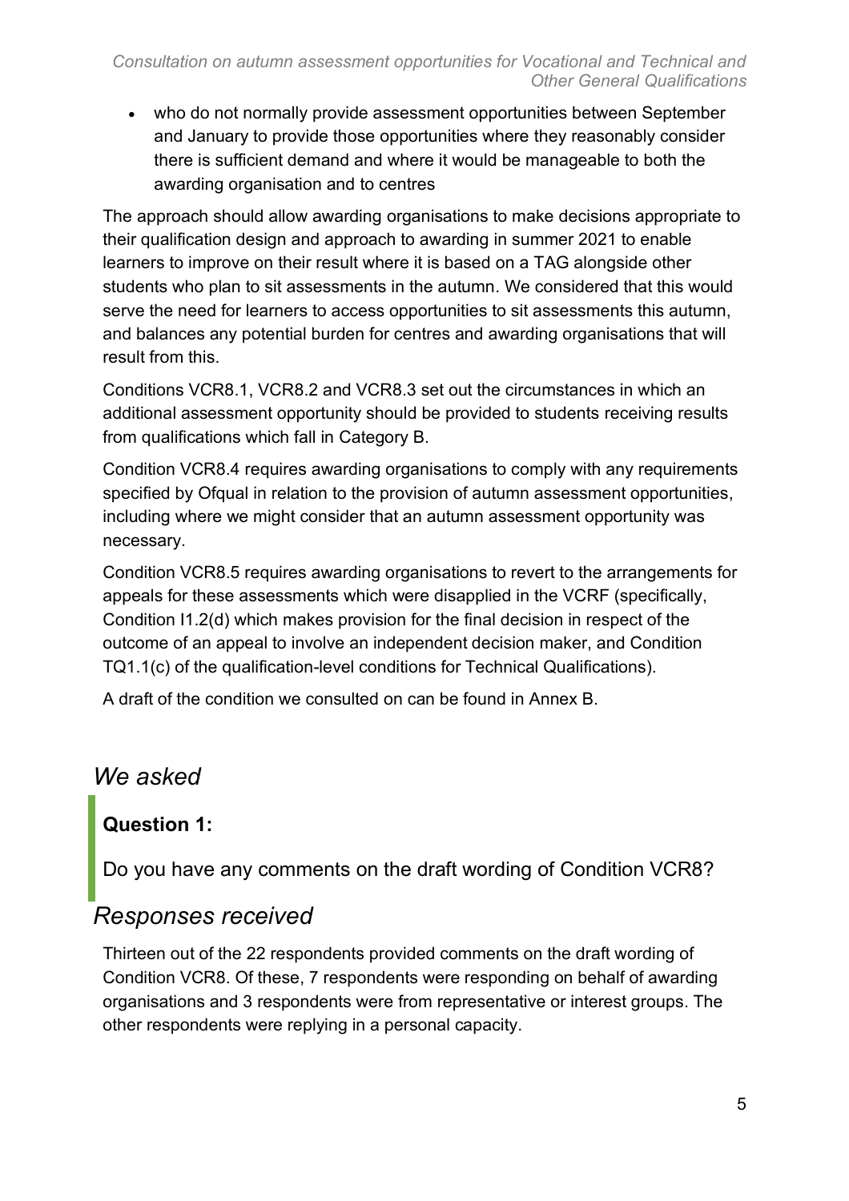- who do not normally provide assessment opportunities between September and January to provide those opportunities where they reasonably consider there is sufficient demand and where it would be manageable to both the awarding organisation and to centres

The approach should allow awarding organisations to make decisions appropriate to their qualification design and approach to awarding in summer 2021 to enable learners to improve on their result where it is based on a TAG alongside other students who plan to sit assessments in the autumn. We considered that this would serve the need for learners to access opportunities to sit assessments this autumn, and balances any potential burden for centres and awarding organisations that will result from this.

Conditions VCR8.1, VCR8.2 and VCR8.3 set out the circumstances in which an additional assessment opportunity should be provided to students receiving results from qualifications which fall in Category B.

Condition VCR8.4 requires awarding organisations to comply with any requirements specified by Ofqual in relation to the provision of autumn assessment opportunities, including where we might consider that an autumn assessment opportunity was necessary.

Condition VCR8.5 requires awarding organisations to revert to the arrangements for appeals for these assessments which were disapplied in the VCRF (specifically, Condition I1.2(d) which makes provision for the final decision in respect of the outcome of an appeal to involve an independent decision maker, and Condition TQ1.1(c) of the qualification-level conditions for Technical Qualifications).

A draft of the condition we consulted on can be found in Annex B.

## *We asked*

**Question 1:**

Do you have any comments on the draft wording of Condition VCR8?

## *Responses received*

Thirteen out of the 22 respondents provided comments on the draft wording of Condition VCR8. Of these, 7 respondents were responding on behalf of awarding organisations and 3 respondents were from representative or interest groups. The other respondents were replying in a personal capacity.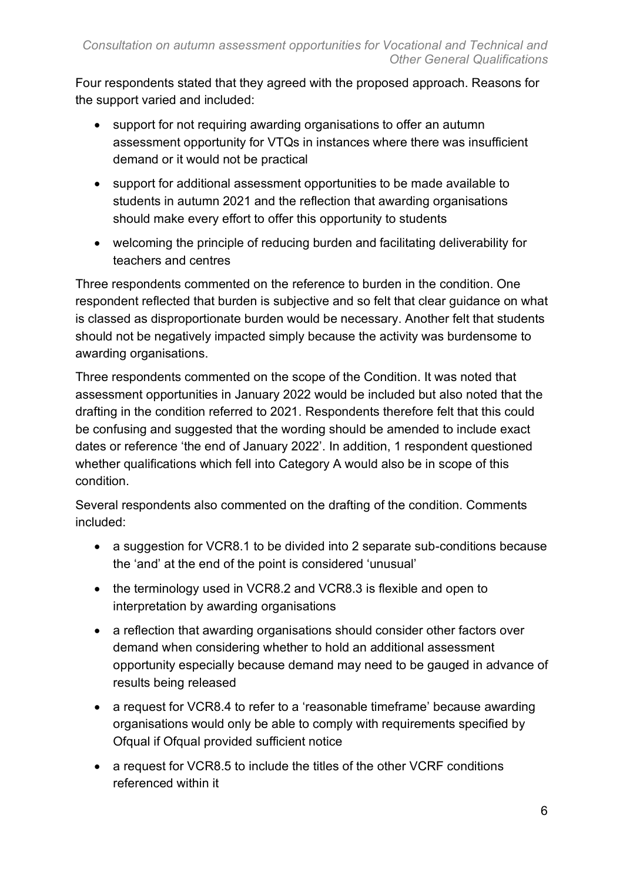Four respondents stated that they agreed with the proposed approach. Reasons for the support varied and included:

- support for not requiring awarding organisations to offer an autumn assessment opportunity for VTQs in instances where there was insufficient demand or it would not be practical
- support for additional assessment opportunities to be made available to students in autumn 2021 and the reflection that awarding organisations should make every effort to offer this opportunity to students
- welcoming the principle of reducing burden and facilitating deliverability for teachers and centres

Three respondents commented on the reference to burden in the condition. One respondent reflected that burden is subjective and so felt that clear guidance on what is classed as disproportionate burden would be necessary. Another felt that students should not be negatively impacted simply because the activity was burdensome to awarding organisations.

Three respondents commented on the scope of the Condition. It was noted that assessment opportunities in January 2022 would be included but also noted that the drafting in the condition referred to 2021. Respondents therefore felt that this could be confusing and suggested that the wording should be amended to include exact dates or reference 'the end of January 2022'. In addition, 1 respondent questioned whether qualifications which fell into Category A would also be in scope of this condition.

Several respondents also commented on the drafting of the condition. Comments included:

- a suggestion for VCR8.1 to be divided into 2 separate sub-conditions because the 'and' at the end of the point is considered 'unusual'
- the terminology used in VCR8.2 and VCR8.3 is flexible and open to interpretation by awarding organisations
- a reflection that awarding organisations should consider other factors over demand when considering whether to hold an additional assessment opportunity especially because demand may need to be gauged in advance of results being released
- a request for VCR8.4 to refer to a 'reasonable timeframe' because awarding organisations would only be able to comply with requirements specified by Ofqual if Ofqual provided sufficient notice
- a request for VCR8.5 to include the titles of the other VCRF conditions referenced within it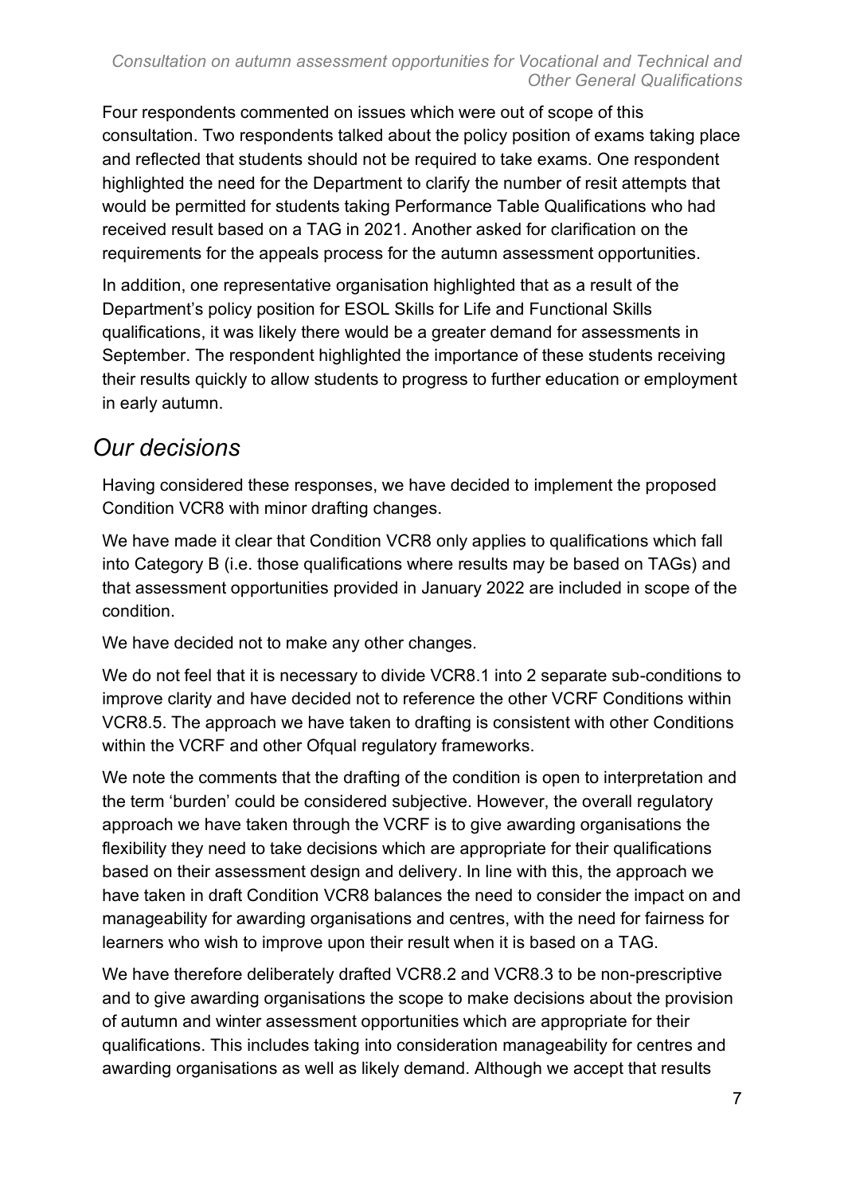Four respondents commented on issues which were out of scope of this consultation. Two respondents talked about the policy position of exams taking place and reflected that students should not be required to take exams. One respondent highlighted the need for the Department to clarify the number of resit attempts that would be permitted for students taking Performance Table Qualifications who had received result based on a TAG in 2021. Another asked for clarification on the requirements for the appeals process for the autumn assessment opportunities.

In addition, one representative organisation highlighted that as a result of the Department's policy position for ESOL Skills for Life and Functional Skills qualifications, it was likely there would be a greater demand for assessments in September. The respondent highlighted the importance of these students receiving their results quickly to allow students to progress to further education or employment in early autumn.

## *Our decisions*

Having considered these responses, we have decided to implement the proposed Condition VCR8 with minor drafting changes.

We have made it clear that Condition VCR8 only applies to qualifications which fall into Category B (i.e. those qualifications where results may be based on TAGs) and that assessment opportunities provided in January 2022 are included in scope of the condition.

We have decided not to make any other changes.

We do not feel that it is necessary to divide VCR8.1 into 2 separate sub-conditions to improve clarity and have decided not to reference the other VCRF Conditions within VCR8.5. The approach we have taken to drafting is consistent with other Conditions within the VCRF and other Ofqual regulatory frameworks.

We note the comments that the drafting of the condition is open to interpretation and the term 'burden' could be considered subjective. However, the overall regulatory approach we have taken through the VCRF is to give awarding organisations the flexibility they need to take decisions which are appropriate for their qualifications based on their assessment design and delivery. In line with this, the approach we have taken in draft Condition VCR8 balances the need to consider the impact on and manageability for awarding organisations and centres, with the need for fairness for learners who wish to improve upon their result when it is based on a TAG.

We have therefore deliberately drafted VCR8.2 and VCR8.3 to be non-prescriptive and to give awarding organisations the scope to make decisions about the provision of autumn and winter assessment opportunities which are appropriate for their qualifications. This includes taking into consideration manageability for centres and awarding organisations as well as likely demand. Although we accept that results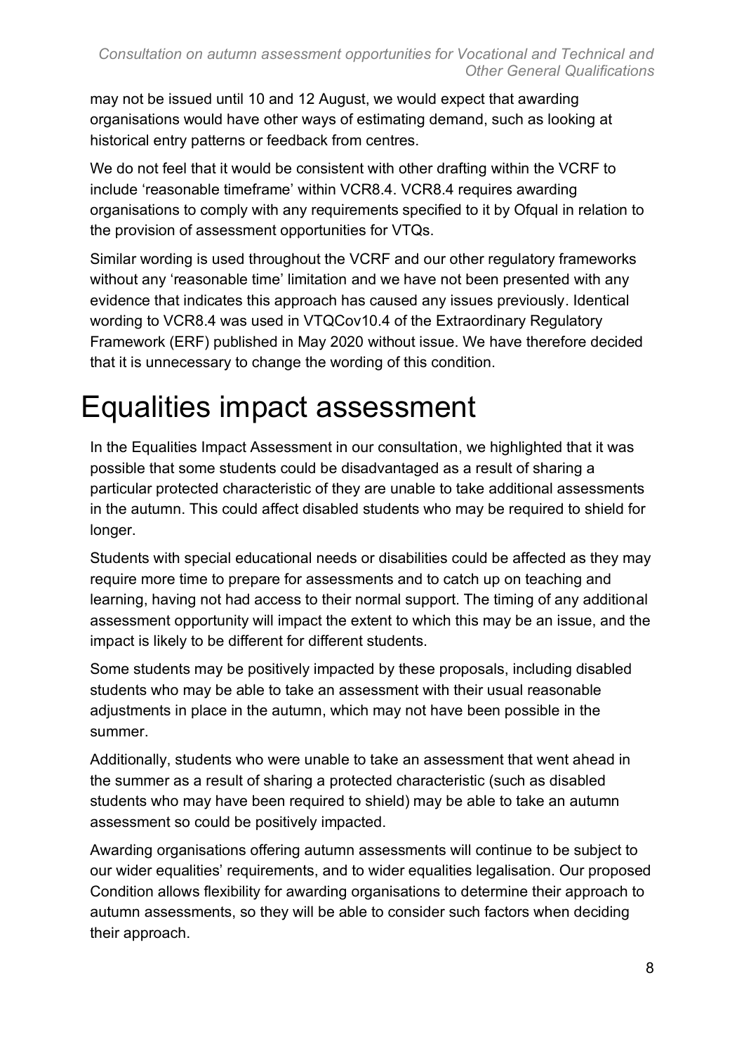may not be issued until 10 and 12 August, we would expect that awarding organisations would have other ways of estimating demand, such as looking at historical entry patterns or feedback from centres.

We do not feel that it would be consistent with other drafting within the VCRF to include 'reasonable timeframe' within VCR8.4. VCR8.4 requires awarding organisations to comply with any requirements specified to it by Ofqual in relation to the provision of assessment opportunities for VTQs.

Similar wording is used throughout the VCRF and our other regulatory frameworks without any 'reasonable time' limitation and we have not been presented with any evidence that indicates this approach has caused any issues previously. Identical wording to VCR8.4 was used in VTQCov10.4 of the Extraordinary Regulatory Framework (ERF) published in May 2020 without issue. We have therefore decided that it is unnecessary to change the wording of this condition.

# Equalities impact assessment

In the Equalities Impact Assessment in our consultation, we highlighted that it was possible that some students could be disadvantaged as a result of sharing a particular protected characteristic of they are unable to take additional assessments in the autumn. This could affect disabled students who may be required to shield for longer.

Students with special educational needs or disabilities could be affected as they may require more time to prepare for assessments and to catch up on teaching and learning, having not had access to their normal support. The timing of any additional assessment opportunity will impact the extent to which this may be an issue, and the impact is likely to be different for different students.

Some students may be positively impacted by these proposals, including disabled students who may be able to take an assessment with their usual reasonable adjustments in place in the autumn, which may not have been possible in the summer.

Additionally, students who were unable to take an assessment that went ahead in the summer as a result of sharing a protected characteristic (such as disabled students who may have been required to shield) may be able to take an autumn assessment so could be positively impacted.

Awarding organisations offering autumn assessments will continue to be subject to our wider equalities' requirements, and to wider equalities legalisation. Our proposed Condition allows flexibility for awarding organisations to determine their approach to autumn assessments, so they will be able to consider such factors when deciding their approach.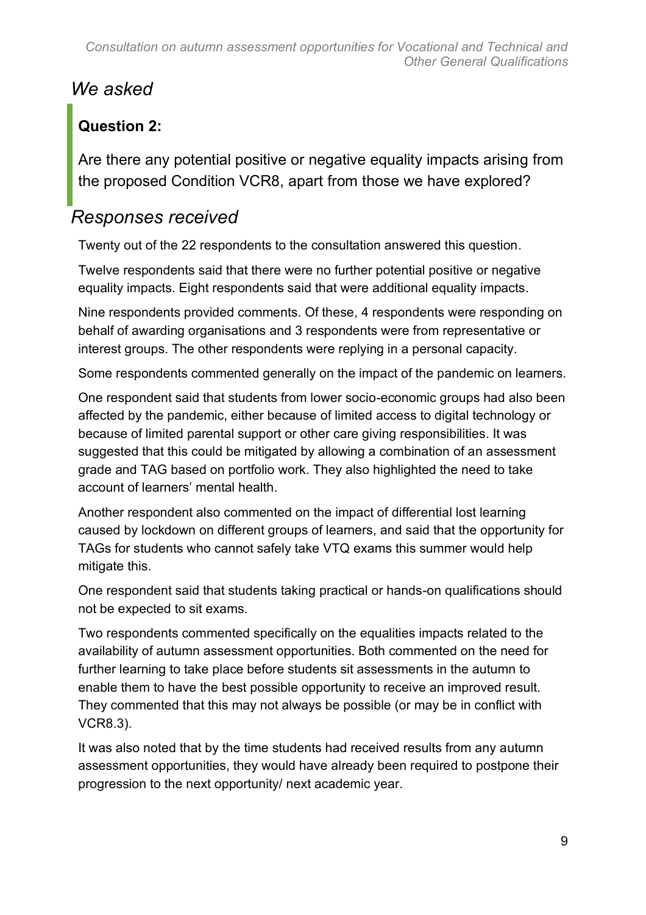## *We asked*

> **Question 2:**
>
> Are there any potential positive or negative equality impacts arising from the proposed Condition VCR8, apart from those we have explored?

## *Responses received*

Twenty out of the 22 respondents to the consultation answered this question.

Twelve respondents said that there were no further potential positive or negative equality impacts. Eight respondents said that were additional equality impacts.

Nine respondents provided comments. Of these, 4 respondents were responding on behalf of awarding organisations and 3 respondents were from representative or interest groups. The other respondents were replying in a personal capacity.

Some respondents commented generally on the impact of the pandemic on learners.

One respondent said that students from lower socio-economic groups had also been affected by the pandemic, either because of limited access to digital technology or because of limited parental support or other care giving responsibilities. It was suggested that this could be mitigated by allowing a combination of an assessment grade and TAG based on portfolio work. They also highlighted the need to take account of learners' mental health.

Another respondent also commented on the impact of differential lost learning caused by lockdown on different groups of learners, and said that the opportunity for TAGs for students who cannot safely take VTQ exams this summer would help mitigate this.

One respondent said that students taking practical or hands-on qualifications should not be expected to sit exams.

Two respondents commented specifically on the equalities impacts related to the availability of autumn assessment opportunities. Both commented on the need for further learning to take place before students sit assessments in the autumn to enable them to have the best possible opportunity to receive an improved result. They commented that this may not always be possible (or may be in conflict with VCR8.3).

It was also noted that by the time students had received results from any autumn assessment opportunities, they would have already been required to postpone their progression to the next opportunity/ next academic year.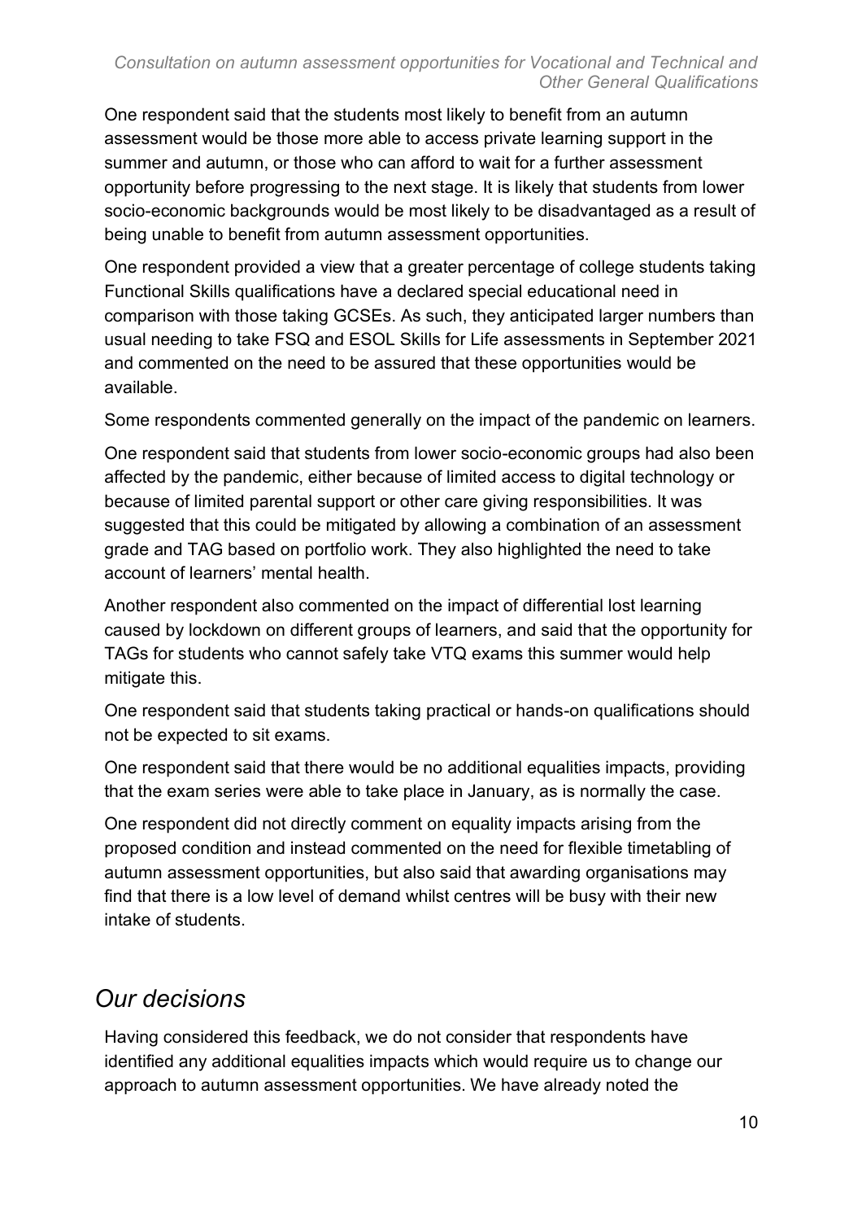One respondent said that the students most likely to benefit from an autumn assessment would be those more able to access private learning support in the summer and autumn, or those who can afford to wait for a further assessment opportunity before progressing to the next stage. It is likely that students from lower socio-economic backgrounds would be most likely to be disadvantaged as a result of being unable to benefit from autumn assessment opportunities.

One respondent provided a view that a greater percentage of college students taking Functional Skills qualifications have a declared special educational need in comparison with those taking GCSEs. As such, they anticipated larger numbers than usual needing to take FSQ and ESOL Skills for Life assessments in September 2021 and commented on the need to be assured that these opportunities would be available.

Some respondents commented generally on the impact of the pandemic on learners.

One respondent said that students from lower socio-economic groups had also been affected by the pandemic, either because of limited access to digital technology or because of limited parental support or other care giving responsibilities. It was suggested that this could be mitigated by allowing a combination of an assessment grade and TAG based on portfolio work. They also highlighted the need to take account of learners' mental health.

Another respondent also commented on the impact of differential lost learning caused by lockdown on different groups of learners, and said that the opportunity for TAGs for students who cannot safely take VTQ exams this summer would help mitigate this.

One respondent said that students taking practical or hands-on qualifications should not be expected to sit exams.

One respondent said that there would be no additional equalities impacts, providing that the exam series were able to take place in January, as is normally the case.

One respondent did not directly comment on equality impacts arising from the proposed condition and instead commented on the need for flexible timetabling of autumn assessment opportunities, but also said that awarding organisations may find that there is a low level of demand whilst centres will be busy with their new intake of students.

## *Our decisions*

Having considered this feedback, we do not consider that respondents have identified any additional equalities impacts which would require us to change our approach to autumn assessment opportunities. We have already noted the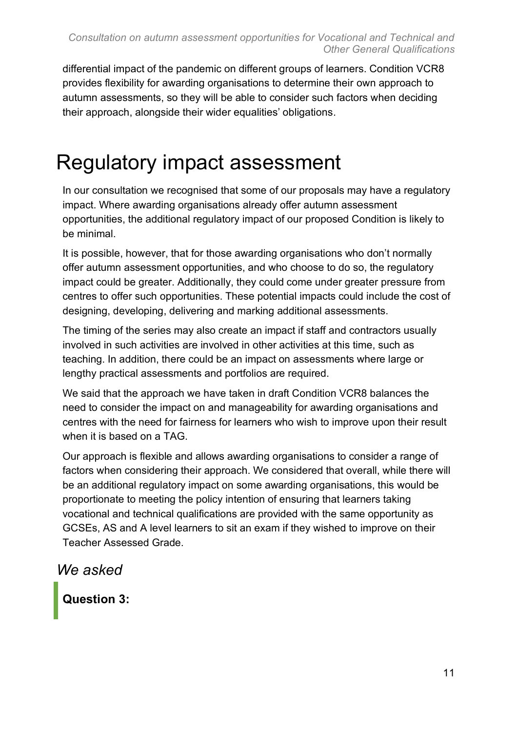differential impact of the pandemic on different groups of learners. Condition VCR8 provides flexibility for awarding organisations to determine their own approach to autumn assessments, so they will be able to consider such factors when deciding their approach, alongside their wider equalities' obligations.

# Regulatory impact assessment

In our consultation we recognised that some of our proposals may have a regulatory impact. Where awarding organisations already offer autumn assessment opportunities, the additional regulatory impact of our proposed Condition is likely to be minimal.

It is possible, however, that for those awarding organisations who don't normally offer autumn assessment opportunities, and who choose to do so, the regulatory impact could be greater. Additionally, they could come under greater pressure from centres to offer such opportunities. These potential impacts could include the cost of designing, developing, delivering and marking additional assessments.

The timing of the series may also create an impact if staff and contractors usually involved in such activities are involved in other activities at this time, such as teaching. In addition, there could be an impact on assessments where large or lengthy practical assessments and portfolios are required.

We said that the approach we have taken in draft Condition VCR8 balances the need to consider the impact on and manageability for awarding organisations and centres with the need for fairness for learners who wish to improve upon their result when it is based on a TAG.

Our approach is flexible and allows awarding organisations to consider a range of factors when considering their approach. We considered that overall, while there will be an additional regulatory impact on some awarding organisations, this would be proportionate to meeting the policy intention of ensuring that learners taking vocational and technical qualifications are provided with the same opportunity as GCSEs, AS and A level learners to sit an exam if they wished to improve on their Teacher Assessed Grade.

## *We asked*

**Question 3:**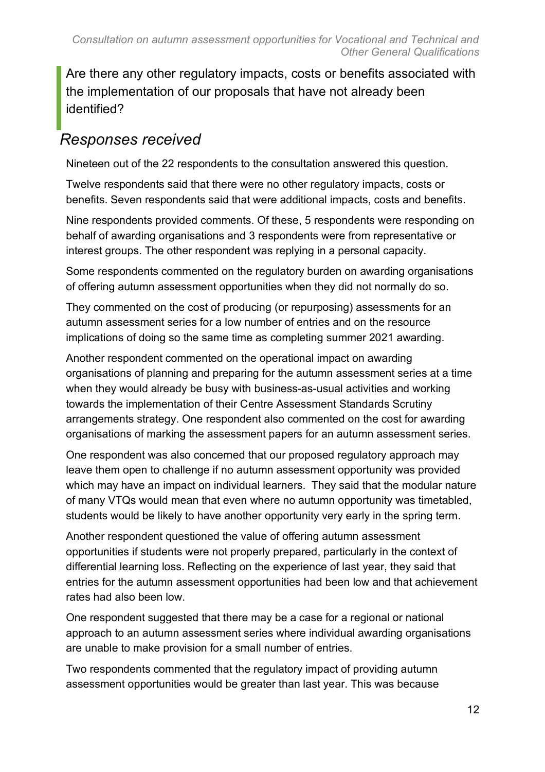Are there any other regulatory impacts, costs or benefits associated with the implementation of our proposals that have not already been identified?

## *Responses received*

Nineteen out of the 22 respondents to the consultation answered this question.

Twelve respondents said that there were no other regulatory impacts, costs or benefits. Seven respondents said that were additional impacts, costs and benefits.

Nine respondents provided comments. Of these, 5 respondents were responding on behalf of awarding organisations and 3 respondents were from representative or interest groups. The other respondent was replying in a personal capacity.

Some respondents commented on the regulatory burden on awarding organisations of offering autumn assessment opportunities when they did not normally do so.

They commented on the cost of producing (or repurposing) assessments for an autumn assessment series for a low number of entries and on the resource implications of doing so the same time as completing summer 2021 awarding.

Another respondent commented on the operational impact on awarding organisations of planning and preparing for the autumn assessment series at a time when they would already be busy with business-as-usual activities and working towards the implementation of their Centre Assessment Standards Scrutiny arrangements strategy. One respondent also commented on the cost for awarding organisations of marking the assessment papers for an autumn assessment series.

One respondent was also concerned that our proposed regulatory approach may leave them open to challenge if no autumn assessment opportunity was provided which may have an impact on individual learners. They said that the modular nature of many VTQs would mean that even where no autumn opportunity was timetabled, students would be likely to have another opportunity very early in the spring term.

Another respondent questioned the value of offering autumn assessment opportunities if students were not properly prepared, particularly in the context of differential learning loss. Reflecting on the experience of last year, they said that entries for the autumn assessment opportunities had been low and that achievement rates had also been low.

One respondent suggested that there may be a case for a regional or national approach to an autumn assessment series where individual awarding organisations are unable to make provision for a small number of entries.

Two respondents commented that the regulatory impact of providing autumn assessment opportunities would be greater than last year. This was because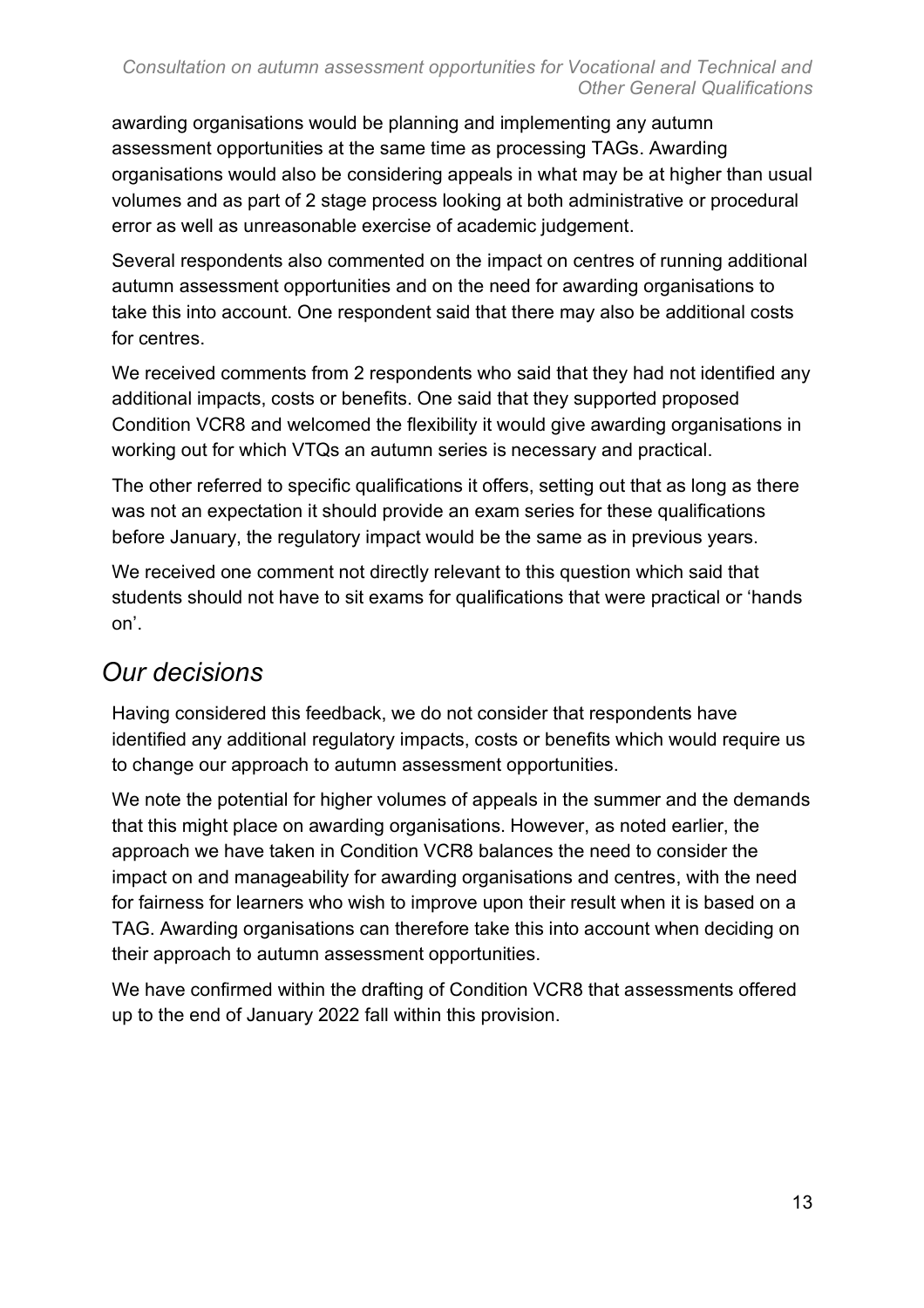awarding organisations would be planning and implementing any autumn assessment opportunities at the same time as processing TAGs. Awarding organisations would also be considering appeals in what may be at higher than usual volumes and as part of 2 stage process looking at both administrative or procedural error as well as unreasonable exercise of academic judgement.

Several respondents also commented on the impact on centres of running additional autumn assessment opportunities and on the need for awarding organisations to take this into account. One respondent said that there may also be additional costs for centres.

We received comments from 2 respondents who said that they had not identified any additional impacts, costs or benefits. One said that they supported proposed Condition VCR8 and welcomed the flexibility it would give awarding organisations in working out for which VTQs an autumn series is necessary and practical.

The other referred to specific qualifications it offers, setting out that as long as there was not an expectation it should provide an exam series for these qualifications before January, the regulatory impact would be the same as in previous years.

We received one comment not directly relevant to this question which said that students should not have to sit exams for qualifications that were practical or 'hands on'.

## *Our decisions*

Having considered this feedback, we do not consider that respondents have identified any additional regulatory impacts, costs or benefits which would require us to change our approach to autumn assessment opportunities.

We note the potential for higher volumes of appeals in the summer and the demands that this might place on awarding organisations. However, as noted earlier, the approach we have taken in Condition VCR8 balances the need to consider the impact on and manageability for awarding organisations and centres, with the need for fairness for learners who wish to improve upon their result when it is based on a TAG. Awarding organisations can therefore take this into account when deciding on their approach to autumn assessment opportunities.

We have confirmed within the drafting of Condition VCR8 that assessments offered up to the end of January 2022 fall within this provision.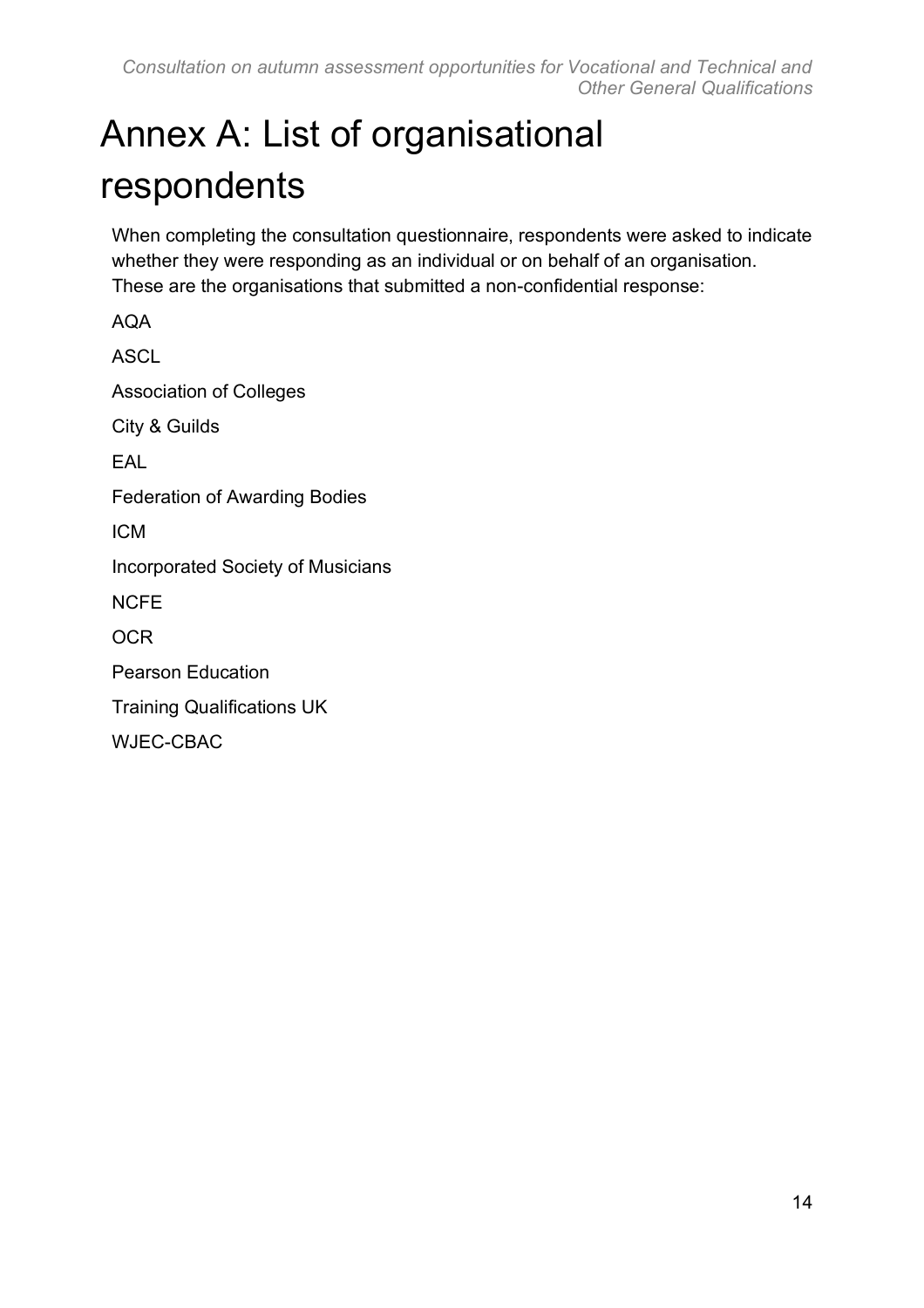# Annex A: List of organisational respondents

When completing the consultation questionnaire, respondents were asked to indicate whether they were responding as an individual or on behalf of an organisation. These are the organisations that submitted a non-confidential response:

AQA

ASCL

Association of Colleges

City & Guilds

EAL

Federation of Awarding Bodies

ICM

Incorporated Society of Musicians

NCFE

OCR

Pearson Education

Training Qualifications UK

WJEC-CBAC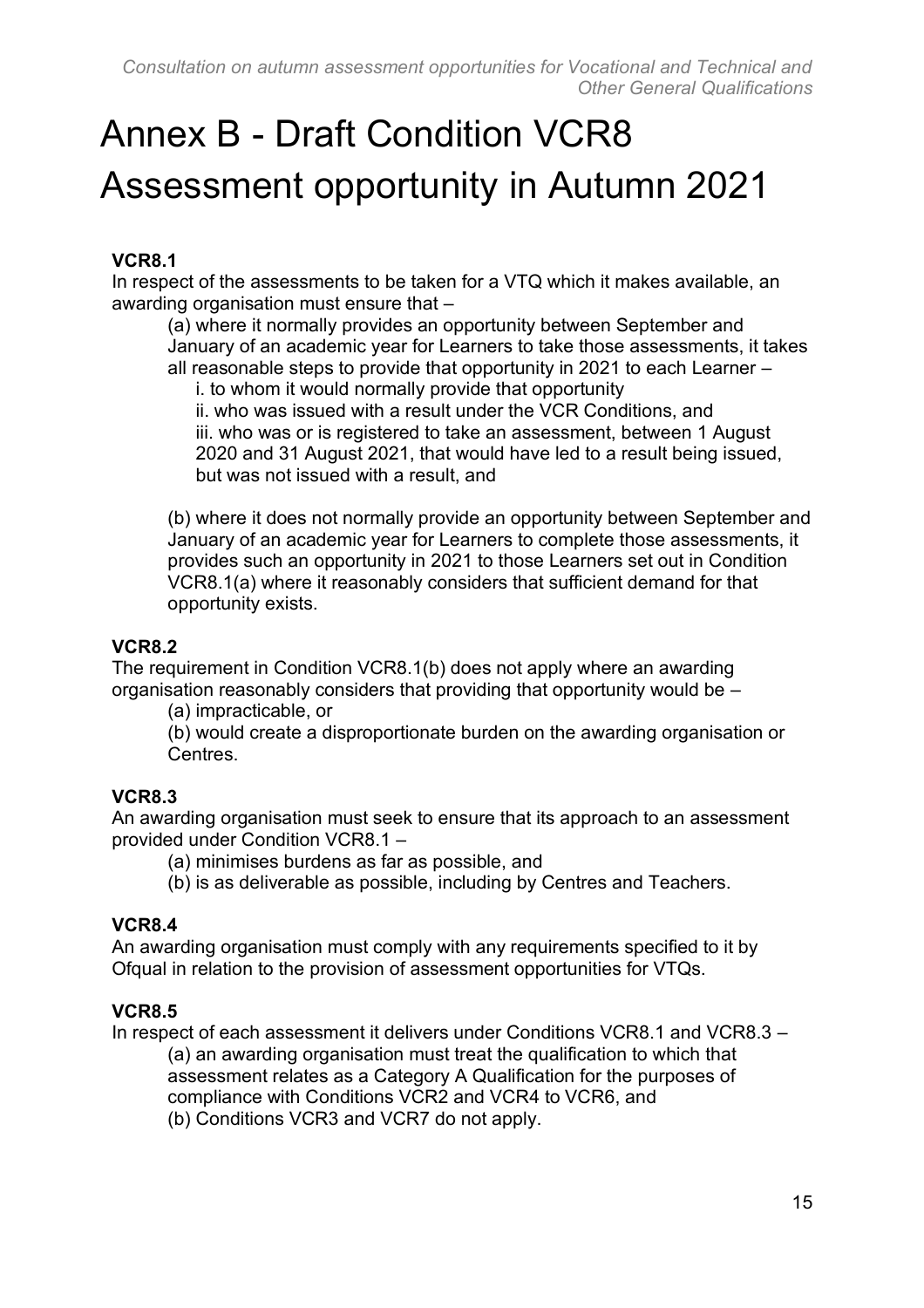# Annex B - Draft Condition VCR8 Assessment opportunity in Autumn 2021

**VCR8.1**

In respect of the assessments to be taken for a VTQ which it makes available, an awarding organisation must ensure that –

(a) where it normally provides an opportunity between September and January of an academic year for Learners to take those assessments, it takes all reasonable steps to provide that opportunity in 2021 to each Learner –

i. to whom it would normally provide that opportunity

ii. who was issued with a result under the VCR Conditions, and

iii. who was or is registered to take an assessment, between 1 August 2020 and 31 August 2021, that would have led to a result being issued, but was not issued with a result, and

(b) where it does not normally provide an opportunity between September and January of an academic year for Learners to complete those assessments, it provides such an opportunity in 2021 to those Learners set out in Condition VCR8.1(a) where it reasonably considers that sufficient demand for that opportunity exists.

**VCR8.2**

The requirement in Condition VCR8.1(b) does not apply where an awarding organisation reasonably considers that providing that opportunity would be –

(a) impracticable, or

(b) would create a disproportionate burden on the awarding organisation or Centres.

**VCR8.3**

An awarding organisation must seek to ensure that its approach to an assessment provided under Condition VCR8.1 –

(a) minimises burdens as far as possible, and

(b) is as deliverable as possible, including by Centres and Teachers.

**VCR8.4**

An awarding organisation must comply with any requirements specified to it by Ofqual in relation to the provision of assessment opportunities for VTQs.

**VCR8.5**

In respect of each assessment it delivers under Conditions VCR8.1 and VCR8.3 –

(a) an awarding organisation must treat the qualification to which that assessment relates as a Category A Qualification for the purposes of compliance with Conditions VCR2 and VCR4 to VCR6, and

(b) Conditions VCR3 and VCR7 do not apply.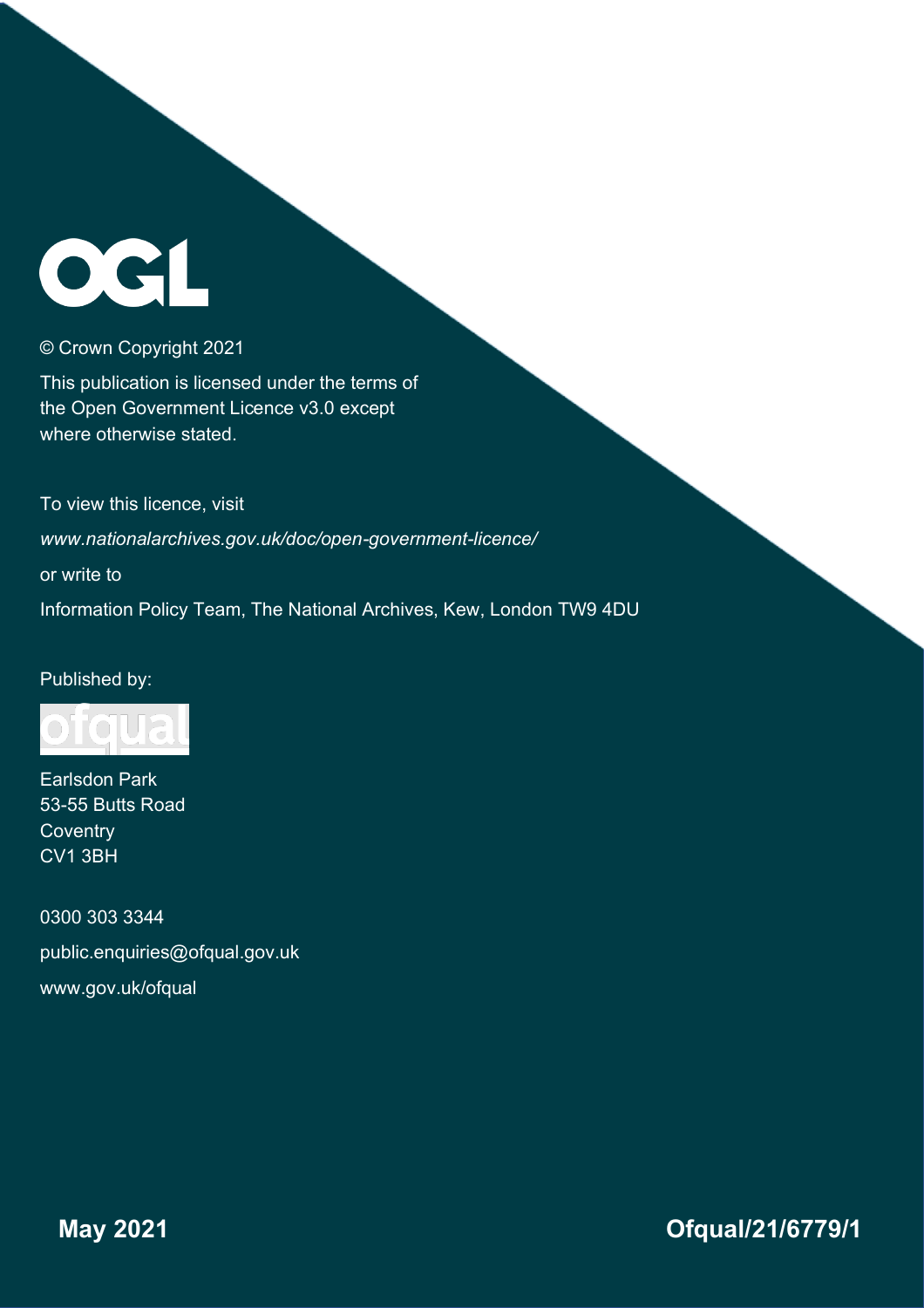© Crown Copyright 2021

This publication is licensed under the terms of the Open Government Licence v3.0 except where otherwise stated.

To view this licence, visit

*www.nationalarchives.gov.uk/doc/open-government-licence/*

or write to

Information Policy Team, The National Archives, Kew, London TW9 4DU

Published by:

ofqual

Earlsdon Park
53-55 Butts Road
Coventry
CV1 3BH

0300 303 3344

public.enquiries@ofqual.gov.uk

www.gov.uk/ofqual

**May 2021** **Ofqual/21/6779/1**